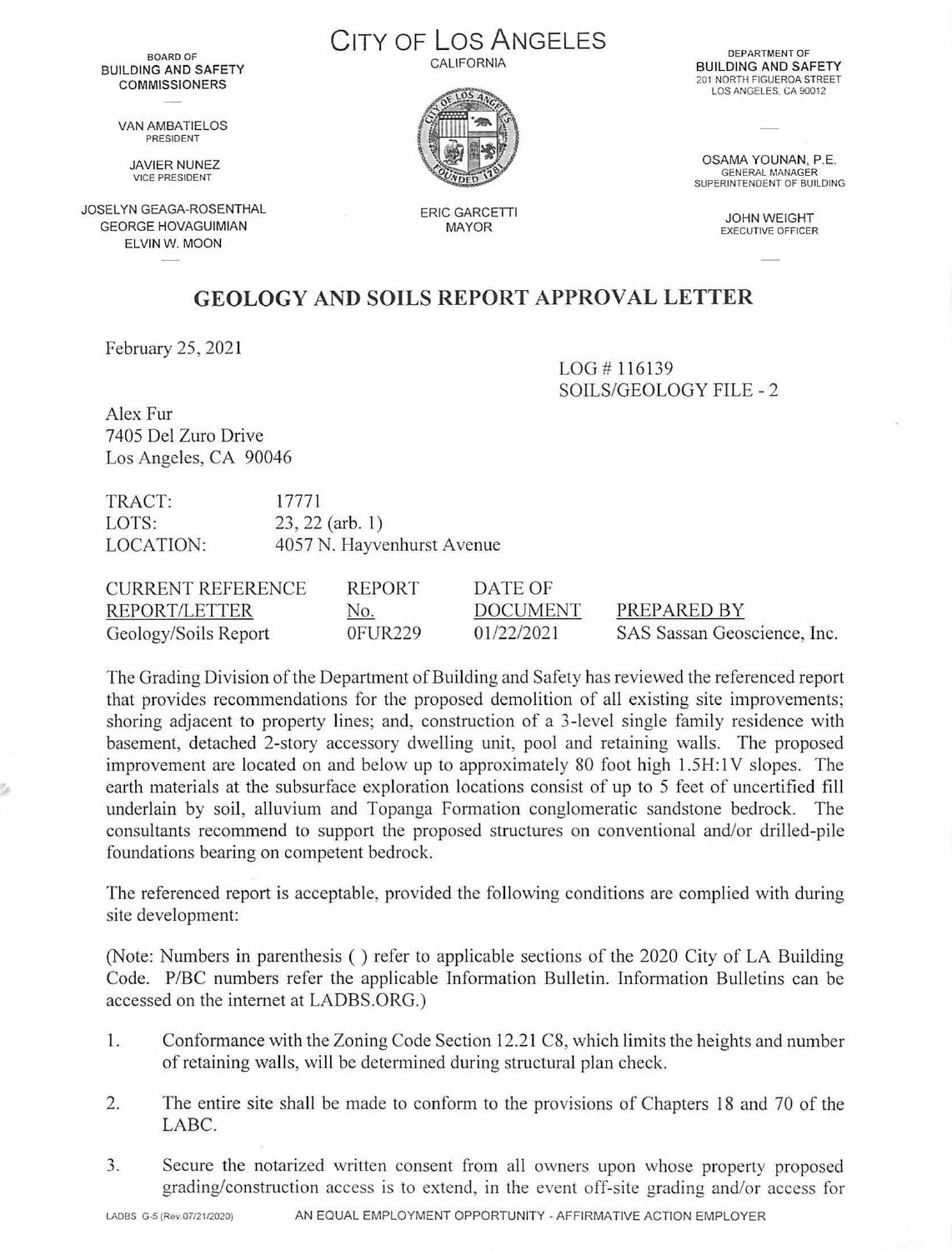BOARD OF
BUILDING AND SAFETY
COMMISSIONERS

VAN AMBATIELOS
PRESIDENT

JAVIER NUNEZ
VICE PRESIDENT

JOSELYN GEAGA-ROSENTHAL
GEORGE HOVAGUIMIAN
ELVIN W. MOON

# CITY OF LOS ANGELES

CALIFORNIA

ERIC GARCETTI
MAYOR

DEPARTMENT OF
BUILDING AND SAFETY
201 NORTH FIGUEROA STREET
LOS ANGELES, CA 90012

OSAMA YOUNAN, P.E.
GENERAL MANAGER
SUPERINTENDENT OF BUILDING

JOHN WEIGHT
EXECUTIVE OFFICER

## GEOLOGY AND SOILS REPORT APPROVAL LETTER

February 25, 2021

LOG # 116139
SOILS/GEOLOGY FILE - 2

Alex Fur
7405 Del Zuro Drive
Los Angeles, CA 90046

TRACT: 17771
LOTS: 23, 22 (arb. 1)
LOCATION: 4057 N. Hayvenhurst Avenue

| CURRENT REFERENCE REPORT/LETTER | REPORT No. | DATE OF DOCUMENT | PREPARED BY |
|---|---|---|---|
| Geology/Soils Report | 0FUR229 | 01/22/2021 | SAS Sassan Geoscience, Inc. |

The Grading Division of the Department of Building and Safety has reviewed the referenced report that provides recommendations for the proposed demolition of all existing site improvements; shoring adjacent to property lines; and, construction of a 3-level single family residence with basement, detached 2-story accessory dwelling unit, pool and retaining walls. The proposed improvement are located on and below up to approximately 80 foot high 1.5H:1V slopes. The earth materials at the subsurface exploration locations consist of up to 5 feet of uncertified fill underlain by soil, alluvium and Topanga Formation conglomeratic sandstone bedrock. The consultants recommend to support the proposed structures on conventional and/or drilled-pile foundations bearing on competent bedrock.

The referenced report is acceptable, provided the following conditions are complied with during site development:

(Note: Numbers in parenthesis ( ) refer to applicable sections of the 2020 City of LA Building Code. P/BC numbers refer the applicable Information Bulletin. Information Bulletins can be accessed on the internet at LADBS.ORG.)

1. Conformance with the Zoning Code Section 12.21 C8, which limits the heights and number of retaining walls, will be determined during structural plan check.

2. The entire site shall be made to conform to the provisions of Chapters 18 and 70 of the LABC.

3. Secure the notarized written consent from all owners upon whose property proposed grading/construction access is to extend, in the event off-site grading and/or access for

LADBS G-5 (Rev.07/21/2020) AN EQUAL EMPLOYMENT OPPORTUNITY - AFFIRMATIVE ACTION EMPLOYER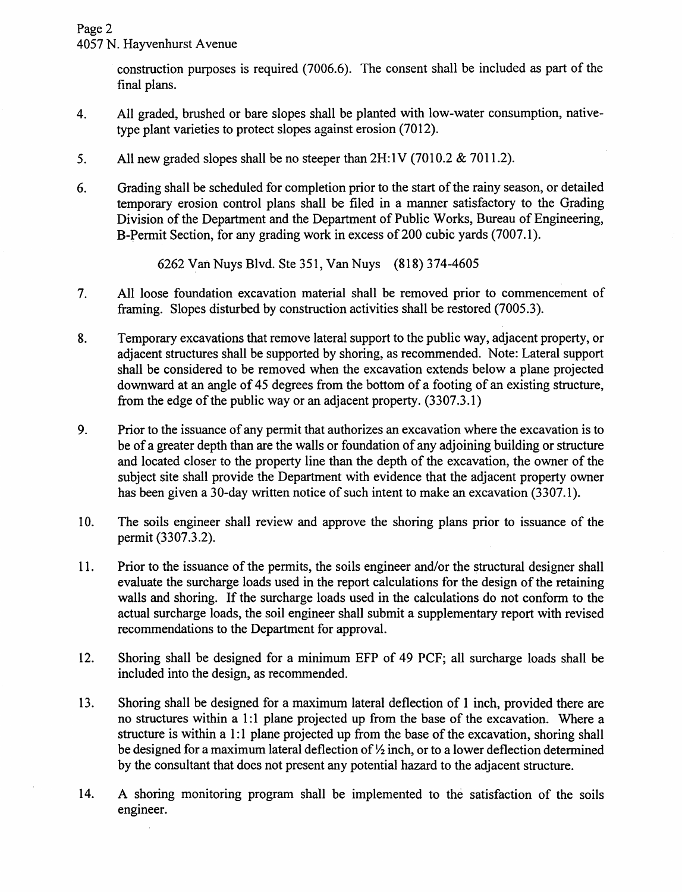construction purposes is required (7006.6). The consent shall be included as part of the final plans.

4. All graded, brushed or bare slopes shall be planted with low-water consumption, native-type plant varieties to protect slopes against erosion (7012).

5. All new graded slopes shall be no steeper than 2H:1V (7010.2 & 7011.2).

6. Grading shall be scheduled for completion prior to the start of the rainy season, or detailed temporary erosion control plans shall be filed in a manner satisfactory to the Grading Division of the Department and the Department of Public Works, Bureau of Engineering, B-Permit Section, for any grading work in excess of 200 cubic yards (7007.1).

   6262 Van Nuys Blvd. Ste 351, Van Nuys (818) 374-4605

7. All loose foundation excavation material shall be removed prior to commencement of framing. Slopes disturbed by construction activities shall be restored (7005.3).

8. Temporary excavations that remove lateral support to the public way, adjacent property, or adjacent structures shall be supported by shoring, as recommended. Note: Lateral support shall be considered to be removed when the excavation extends below a plane projected downward at an angle of 45 degrees from the bottom of a footing of an existing structure, from the edge of the public way or an adjacent property. (3307.3.1)

9. Prior to the issuance of any permit that authorizes an excavation where the excavation is to be of a greater depth than are the walls or foundation of any adjoining building or structure and located closer to the property line than the depth of the excavation, the owner of the subject site shall provide the Department with evidence that the adjacent property owner has been given a 30-day written notice of such intent to make an excavation (3307.1).

10. The soils engineer shall review and approve the shoring plans prior to issuance of the permit (3307.3.2).

11. Prior to the issuance of the permits, the soils engineer and/or the structural designer shall evaluate the surcharge loads used in the report calculations for the design of the retaining walls and shoring. If the surcharge loads used in the calculations do not conform to the actual surcharge loads, the soil engineer shall submit a supplementary report with revised recommendations to the Department for approval.

12. Shoring shall be designed for a minimum EFP of 49 PCF; all surcharge loads shall be included into the design, as recommended.

13. Shoring shall be designed for a maximum lateral deflection of 1 inch, provided there are no structures within a 1:1 plane projected up from the base of the excavation. Where a structure is within a 1:1 plane projected up from the base of the excavation, shoring shall be designed for a maximum lateral deflection of ½ inch, or to a lower deflection determined by the consultant that does not present any potential hazard to the adjacent structure.

14. A shoring monitoring program shall be implemented to the satisfaction of the soils engineer.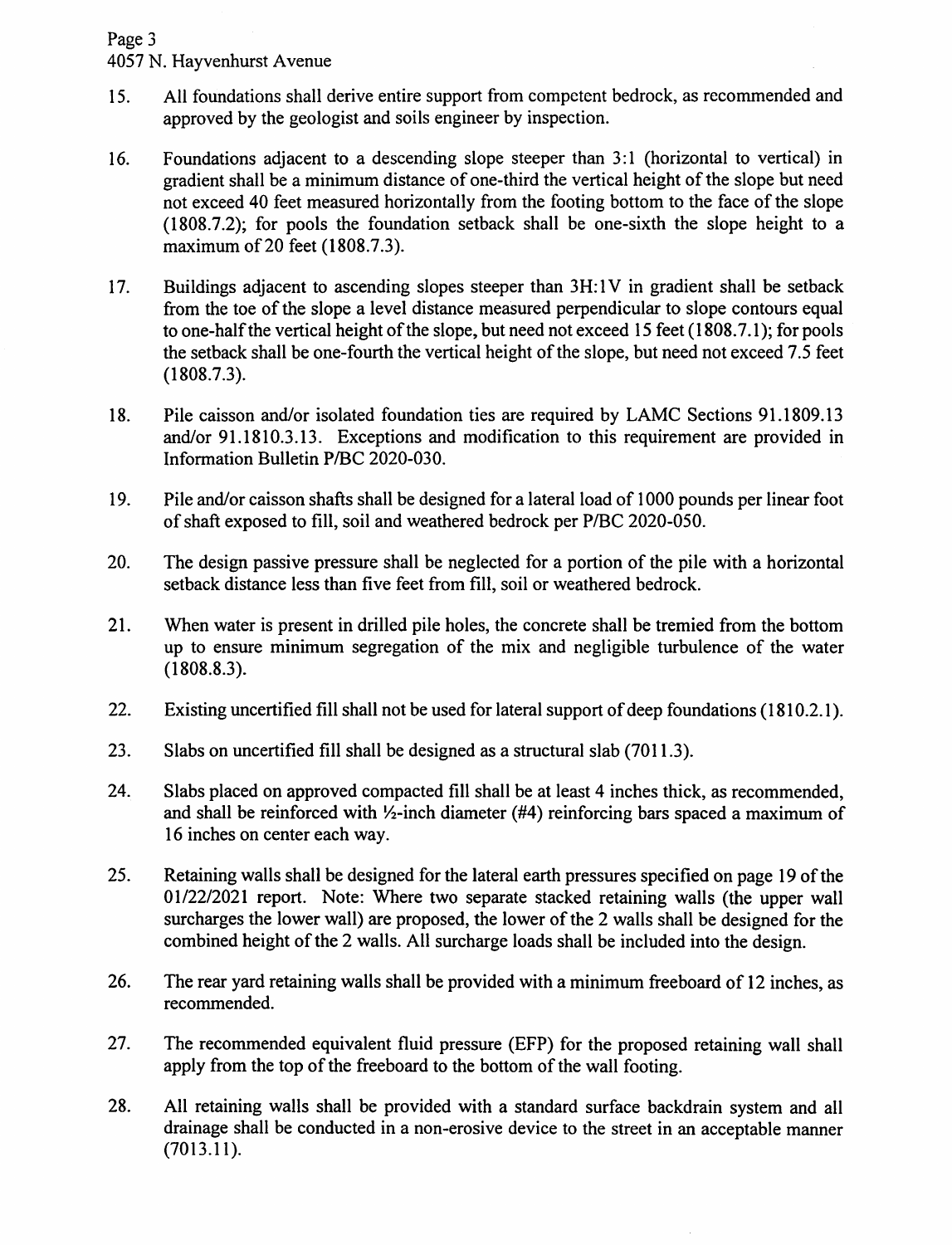15. All foundations shall derive entire support from competent bedrock, as recommended and approved by the geologist and soils engineer by inspection.

16. Foundations adjacent to a descending slope steeper than 3:1 (horizontal to vertical) in gradient shall be a minimum distance of one-third the vertical height of the slope but need not exceed 40 feet measured horizontally from the footing bottom to the face of the slope (1808.7.2); for pools the foundation setback shall be one-sixth the slope height to a maximum of 20 feet (1808.7.3).

17. Buildings adjacent to ascending slopes steeper than 3H:1V in gradient shall be setback from the toe of the slope a level distance measured perpendicular to slope contours equal to one-half the vertical height of the slope, but need not exceed 15 feet (1808.7.1); for pools the setback shall be one-fourth the vertical height of the slope, but need not exceed 7.5 feet (1808.7.3).

18. Pile caisson and/or isolated foundation ties are required by LAMC Sections 91.1809.13 and/or 91.1810.3.13. Exceptions and modification to this requirement are provided in Information Bulletin P/BC 2020-030.

19. Pile and/or caisson shafts shall be designed for a lateral load of 1000 pounds per linear foot of shaft exposed to fill, soil and weathered bedrock per P/BC 2020-050.

20. The design passive pressure shall be neglected for a portion of the pile with a horizontal setback distance less than five feet from fill, soil or weathered bedrock.

21. When water is present in drilled pile holes, the concrete shall be tremied from the bottom up to ensure minimum segregation of the mix and negligible turbulence of the water (1808.8.3).

22. Existing uncertified fill shall not be used for lateral support of deep foundations (1810.2.1).

23. Slabs on uncertified fill shall be designed as a structural slab (7011.3).

24. Slabs placed on approved compacted fill shall be at least 4 inches thick, as recommended, and shall be reinforced with ½-inch diameter (#4) reinforcing bars spaced a maximum of 16 inches on center each way.

25. Retaining walls shall be designed for the lateral earth pressures specified on page 19 of the 01/22/2021 report. Note: Where two separate stacked retaining walls (the upper wall surcharges the lower wall) are proposed, the lower of the 2 walls shall be designed for the combined height of the 2 walls. All surcharge loads shall be included into the design.

26. The rear yard retaining walls shall be provided with a minimum freeboard of 12 inches, as recommended.

27. The recommended equivalent fluid pressure (EFP) for the proposed retaining wall shall apply from the top of the freeboard to the bottom of the wall footing.

28. All retaining walls shall be provided with a standard surface backdrain system and all drainage shall be conducted in a non-erosive device to the street in an acceptable manner (7013.11).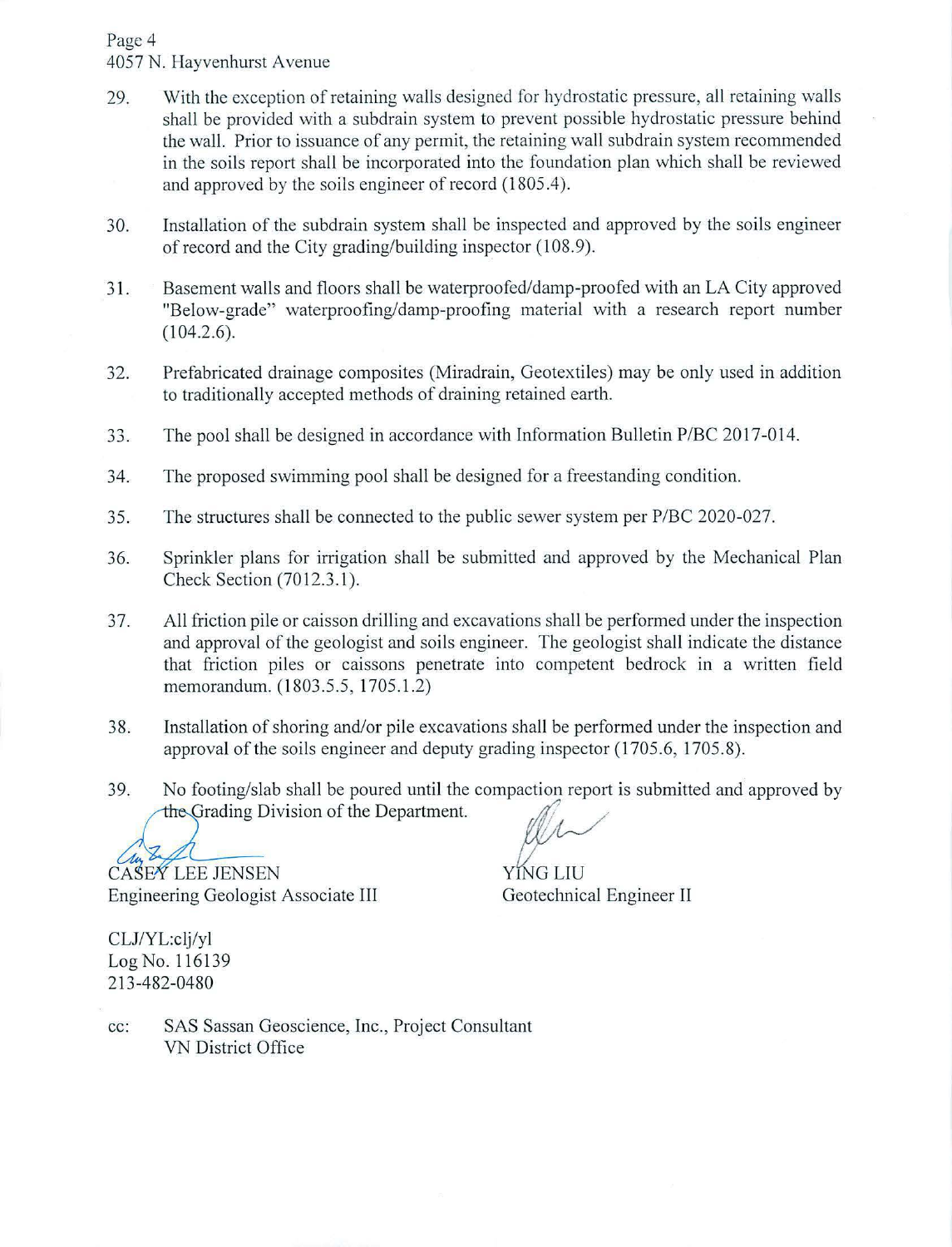29. With the exception of retaining walls designed for hydrostatic pressure, all retaining walls shall be provided with a subdrain system to prevent possible hydrostatic pressure behind the wall. Prior to issuance of any permit, the retaining wall subdrain system recommended in the soils report shall be incorporated into the foundation plan which shall be reviewed and approved by the soils engineer of record (1805.4).

30. Installation of the subdrain system shall be inspected and approved by the soils engineer of record and the City grading/building inspector (108.9).

31. Basement walls and floors shall be waterproofed/damp-proofed with an LA City approved "Below-grade" waterproofing/damp-proofing material with a research report number (104.2.6).

32. Prefabricated drainage composites (Miradrain, Geotextiles) may be only used in addition to traditionally accepted methods of draining retained earth.

33. The pool shall be designed in accordance with Information Bulletin P/BC 2017-014.

34. The proposed swimming pool shall be designed for a freestanding condition.

35. The structures shall be connected to the public sewer system per P/BC 2020-027.

36. Sprinkler plans for irrigation shall be submitted and approved by the Mechanical Plan Check Section (7012.3.1).

37. All friction pile or caisson drilling and excavations shall be performed under the inspection and approval of the geologist and soils engineer. The geologist shall indicate the distance that friction piles or caissons penetrate into competent bedrock in a written field memorandum. (1803.5.5, 1705.1.2)

38. Installation of shoring and/or pile excavations shall be performed under the inspection and approval of the soils engineer and deputy grading inspector (1705.6, 1705.8).

39. No footing/slab shall be poured until the compaction report is submitted and approved by the Grading Division of the Department.

CASEY LEE JENSEN
Engineering Geologist Associate III

YING LIU
Geotechnical Engineer II

CLJ/YL:clj/yl
Log No. 116139
213-482-0480

cc: SAS Sassan Geoscience, Inc., Project Consultant
VN District Office